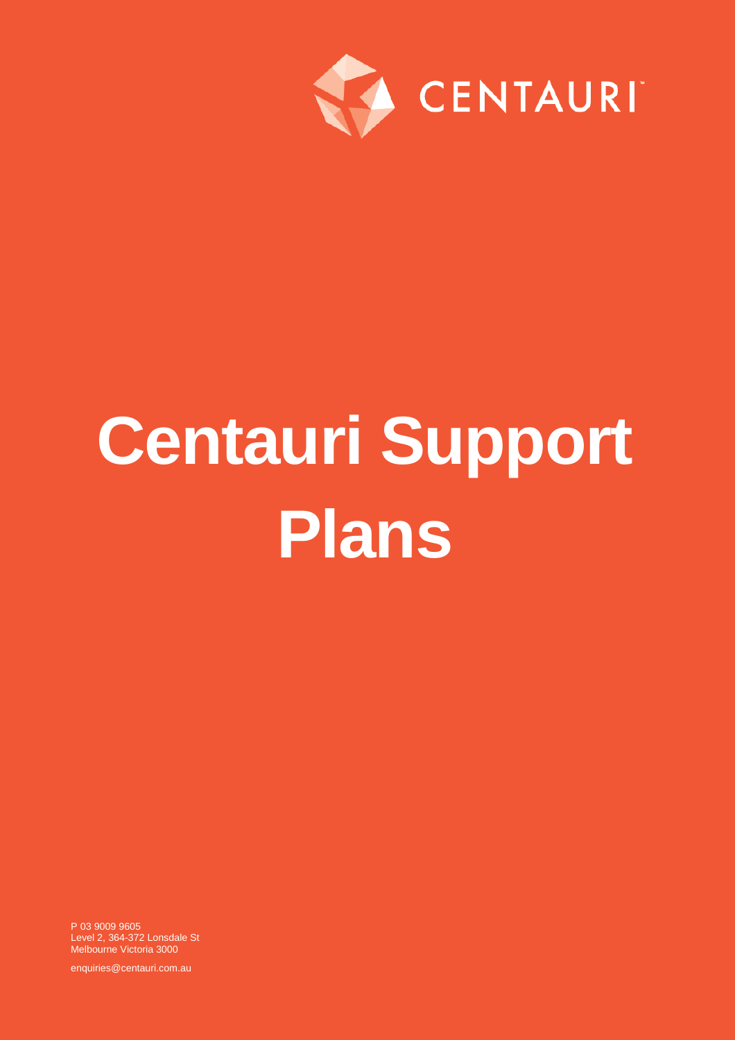CENTAURI™

# Centauri Support Plans

P 03 9009 9605
Level 2, 364-372 Lonsdale St
Melbourne Victoria 3000

enquiries@centauri.com.au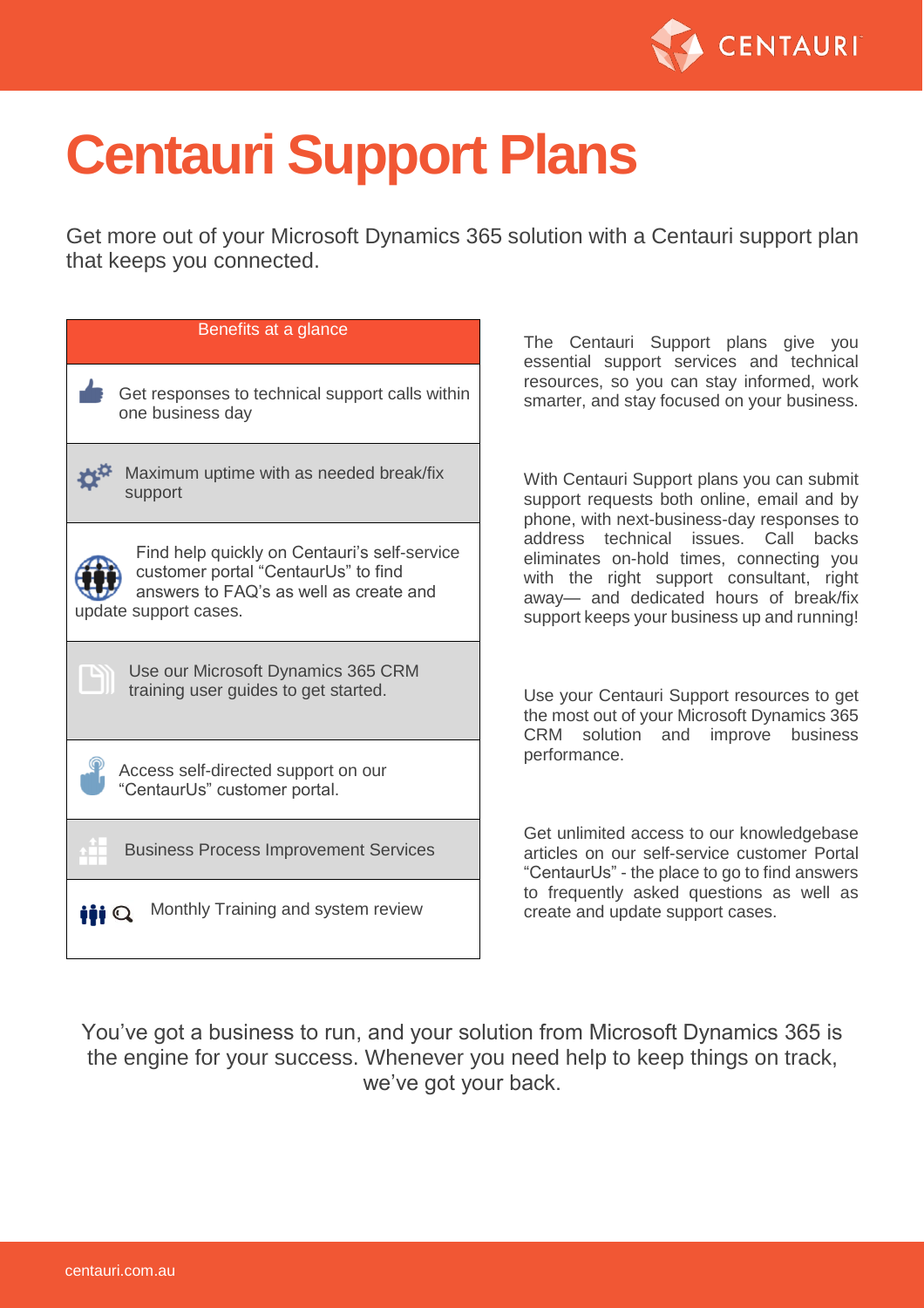# Centauri Support Plans

Get more out of your Microsoft Dynamics 365 solution with a Centauri support plan that keeps you connected.

| Benefits at a glance |
|---|
| Get responses to technical support calls within one business day |
| Maximum uptime with as needed break/fix support |
| Find help quickly on Centauri's self-service customer portal "CentaurUs" to find answers to FAQ's as well as create and update support cases. |
| Use our Microsoft Dynamics 365 CRM training user guides to get started. |
| Access self-directed support on our "CentaurUs" customer portal. |
| Business Process Improvement Services |
| Monthly Training and system review |

The Centauri Support plans give you essential support services and technical resources, so you can stay informed, work smarter, and stay focused on your business.

With Centauri Support plans you can submit support requests both online, email and by phone, with next-business-day responses to address technical issues. Call backs eliminates on-hold times, connecting you with the right support consultant, right away— and dedicated hours of break/fix support keeps your business up and running!

Use your Centauri Support resources to get the most out of your Microsoft Dynamics 365 CRM solution and improve business performance.

Get unlimited access to our knowledgebase articles on our self-service customer Portal "CentaurUs" - the place to go to find answers to frequently asked questions as well as create and update support cases.

You've got a business to run, and your solution from Microsoft Dynamics 365 is the engine for your success. Whenever you need help to keep things on track, we've got your back.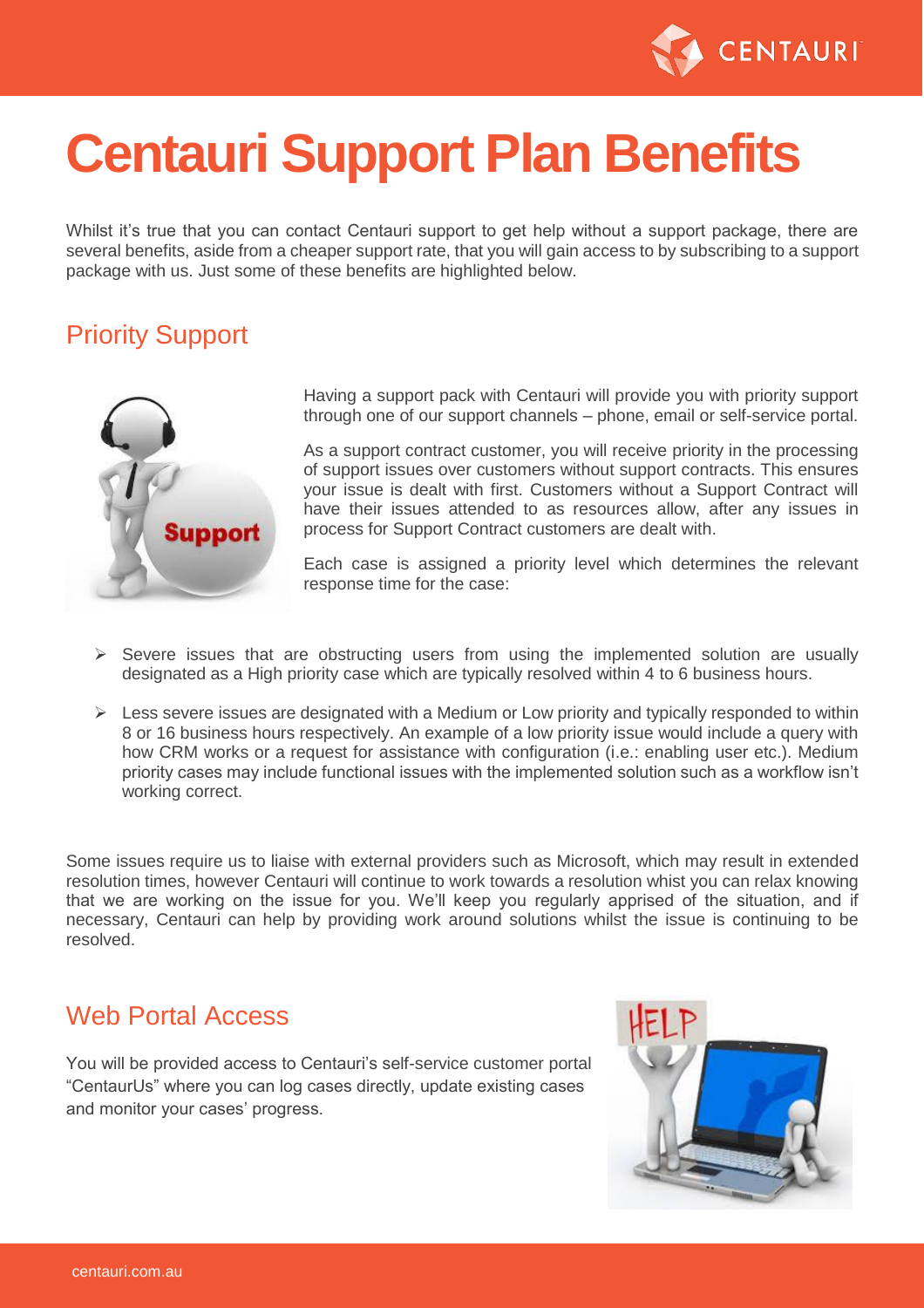# Centauri Support Plan Benefits

Whilst it's true that you can contact Centauri support to get help without a support package, there are several benefits, aside from a cheaper support rate, that you will gain access to by subscribing to a support package with us. Just some of these benefits are highlighted below.

## Priority Support

Having a support pack with Centauri will provide you with priority support through one of our support channels – phone, email or self-service portal.

As a support contract customer, you will receive priority in the processing of support issues over customers without support contracts. This ensures your issue is dealt with first. Customers without a Support Contract will have their issues attended to as resources allow, after any issues in process for Support Contract customers are dealt with.

Each case is assigned a priority level which determines the relevant response time for the case:

- Severe issues that are obstructing users from using the implemented solution are usually designated as a High priority case which are typically resolved within 4 to 6 business hours.
- Less severe issues are designated with a Medium or Low priority and typically responded to within 8 or 16 business hours respectively. An example of a low priority issue would include a query with how CRM works or a request for assistance with configuration (i.e.: enabling user etc.). Medium priority cases may include functional issues with the implemented solution such as a workflow isn't working correct.

Some issues require us to liaise with external providers such as Microsoft, which may result in extended resolution times, however Centauri will continue to work towards a resolution whist you can relax knowing that we are working on the issue for you. We'll keep you regularly apprised of the situation, and if necessary, Centauri can help by providing work around solutions whilst the issue is continuing to be resolved.

## Web Portal Access

You will be provided access to Centauri's self-service customer portal "CentaurUs" where you can log cases directly, update existing cases and monitor your cases' progress.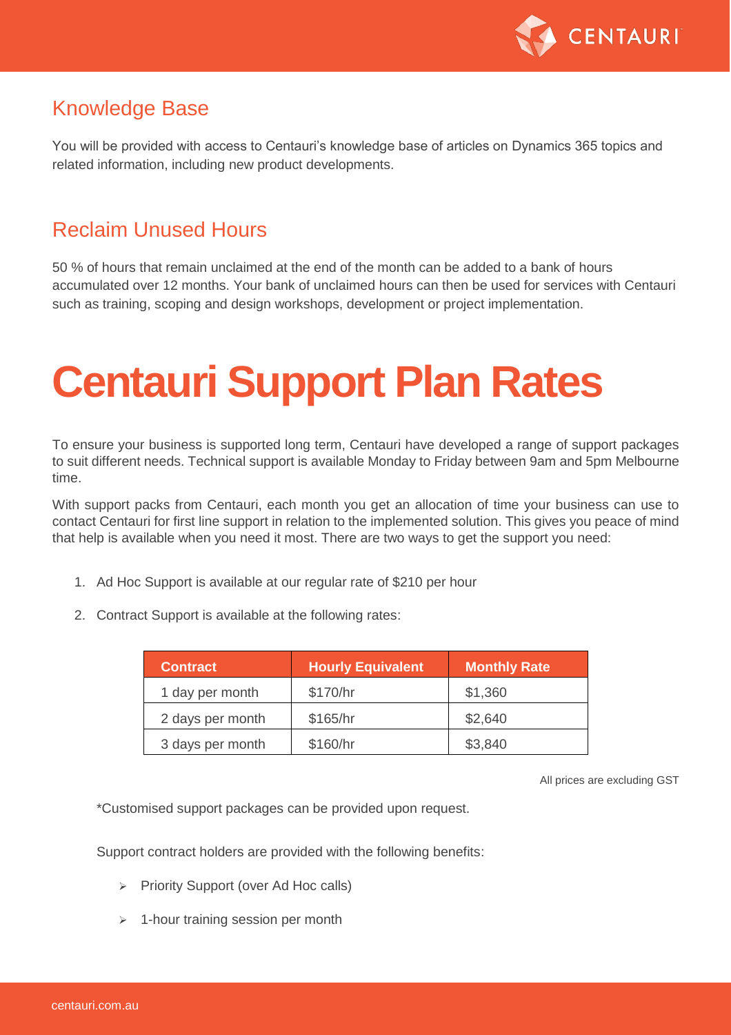## Knowledge Base

You will be provided with access to Centauri's knowledge base of articles on Dynamics 365 topics and related information, including new product developments.

## Reclaim Unused Hours

50 % of hours that remain unclaimed at the end of the month can be added to a bank of hours accumulated over 12 months. Your bank of unclaimed hours can then be used for services with Centauri such as training, scoping and design workshops, development or project implementation.

# Centauri Support Plan Rates

To ensure your business is supported long term, Centauri have developed a range of support packages to suit different needs. Technical support is available Monday to Friday between 9am and 5pm Melbourne time.

With support packs from Centauri, each month you get an allocation of time your business can use to contact Centauri for first line support in relation to the implemented solution. This gives you peace of mind that help is available when you need it most. There are two ways to get the support you need:

1. Ad Hoc Support is available at our regular rate of $210 per hour
2. Contract Support is available at the following rates:

| Contract | Hourly Equivalent | Monthly Rate |
|---|---|---|
| 1 day per month | $170/hr | $1,360 |
| 2 days per month | $165/hr | $2,640 |
| 3 days per month | $160/hr | $3,840 |

All prices are excluding GST

*Customised support packages can be provided upon request.

Support contract holders are provided with the following benefits:

- Priority Support (over Ad Hoc calls)
- 1-hour training session per month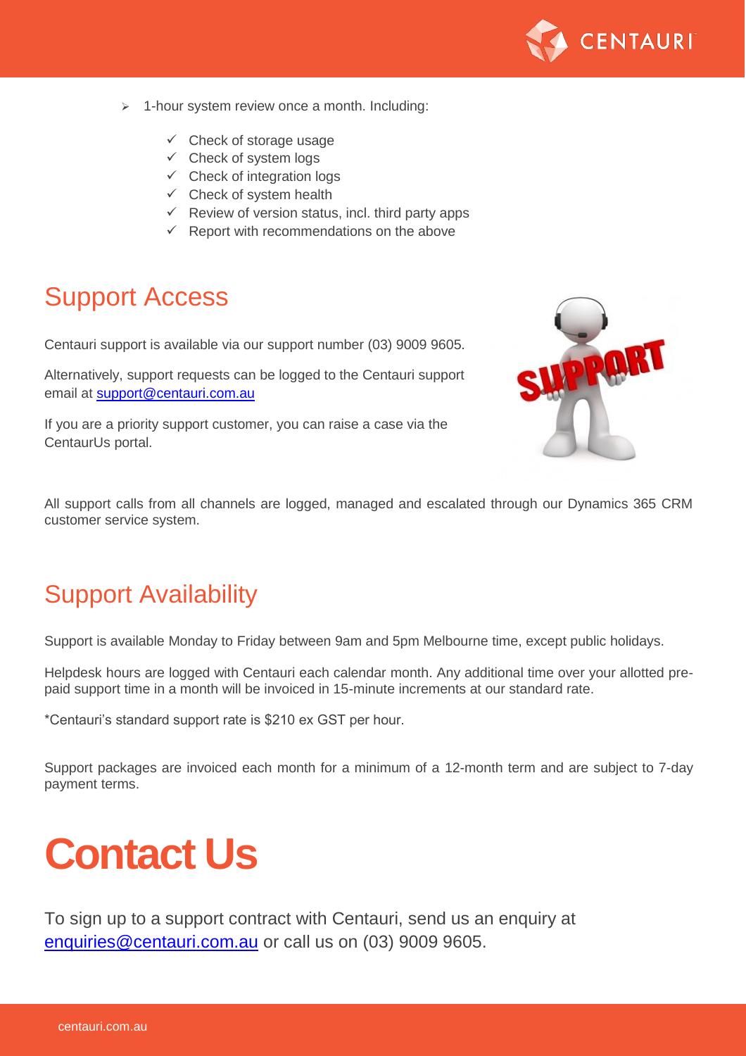- 1-hour system review once a month. Including:
  - ✓ Check of storage usage
  - ✓ Check of system logs
  - ✓ Check of integration logs
  - ✓ Check of system health
  - ✓ Review of version status, incl. third party apps
  - ✓ Report with recommendations on the above

## Support Access

Centauri support is available via our support number (03) 9009 9605.

Alternatively, support requests can be logged to the Centauri support email at support@centauri.com.au

If you are a priority support customer, you can raise a case via the CentaurUs portal.

All support calls from all channels are logged, managed and escalated through our Dynamics 365 CRM customer service system.

## Support Availability

Support is available Monday to Friday between 9am and 5pm Melbourne time, except public holidays.

Helpdesk hours are logged with Centauri each calendar month. Any additional time over your allotted pre-paid support time in a month will be invoiced in 15-minute increments at our standard rate.

*Centauri's standard support rate is $210 ex GST per hour.

Support packages are invoiced each month for a minimum of a 12-month term and are subject to 7-day payment terms.

# Contact Us

To sign up to a support contract with Centauri, send us an enquiry at enquiries@centauri.com.au or call us on (03) 9009 9605.